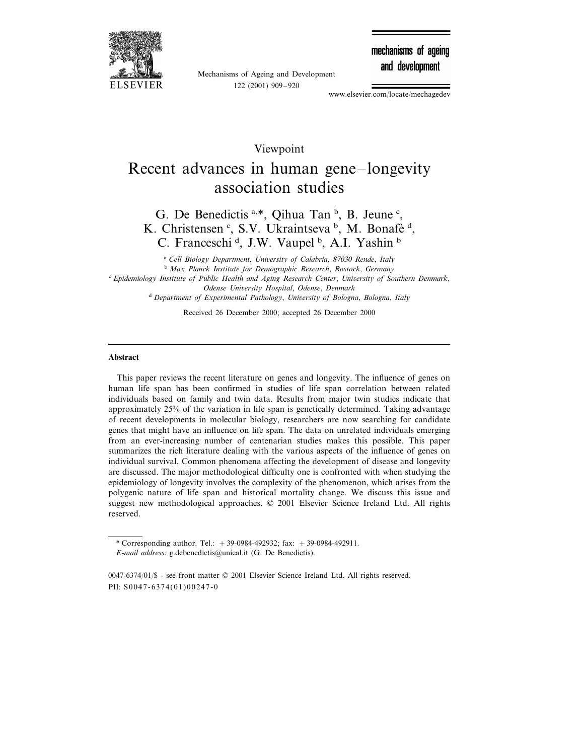Viewpoint

# Recent advances in human gene–longevity association studies

G. De Benedictis [a,*], Qihua Tan [b], B. Jeune [c], K. Christensen [c], S.V. Ukraintseva [b], M. Bonafè [d], C. Franceschi [d], J.W. Vaupel [b], A.I. Yashin [b]

[a] *Cell Biology Department, University of Calabria, 87030 Rende, Italy*

[b] *Max Planck Institute for Demographic Research, Rostock, Germany*

[c] *Epidemiology Institute of Public Health and Aging Research Center, University of Southern Denmark, Odense University Hospital, Odense, Denmark*

[d] *Department of Experimental Pathology, University of Bologna, Bologna, Italy*

Received 26 December 2000; accepted 26 December 2000

## Abstract

This paper reviews the recent literature on genes and longevity. The influence of genes on human life span has been confirmed in studies of life span correlation between related individuals based on family and twin data. Results from major twin studies indicate that approximately 25% of the variation in life span is genetically determined. Taking advantage of recent developments in molecular biology, researchers are now searching for candidate genes that might have an influence on life span. The data on unrelated individuals emerging from an ever-increasing number of centenarian studies makes this possible. This paper summarizes the rich literature dealing with the various aspects of the influence of genes on individual survival. Common phenomena affecting the development of disease and longevity are discussed. The major methodological difficulty one is confronted with when studying the epidemiology of longevity involves the complexity of the phenomenon, which arises from the polygenic nature of life span and historical mortality change. We discuss this issue and suggest new methodological approaches. © 2001 Elsevier Science Ireland Ltd. All rights reserved.

---

\* Corresponding author. Tel.: +39-0984-492932; fax: +39-0984-492911.
*E-mail address:* g.debenedictis@unical.it (G. De Benedictis).

0047-6374/01/$ - see front matter © 2001 Elsevier Science Ireland Ltd. All rights reserved.
PII: S0047-6374(01)00247-0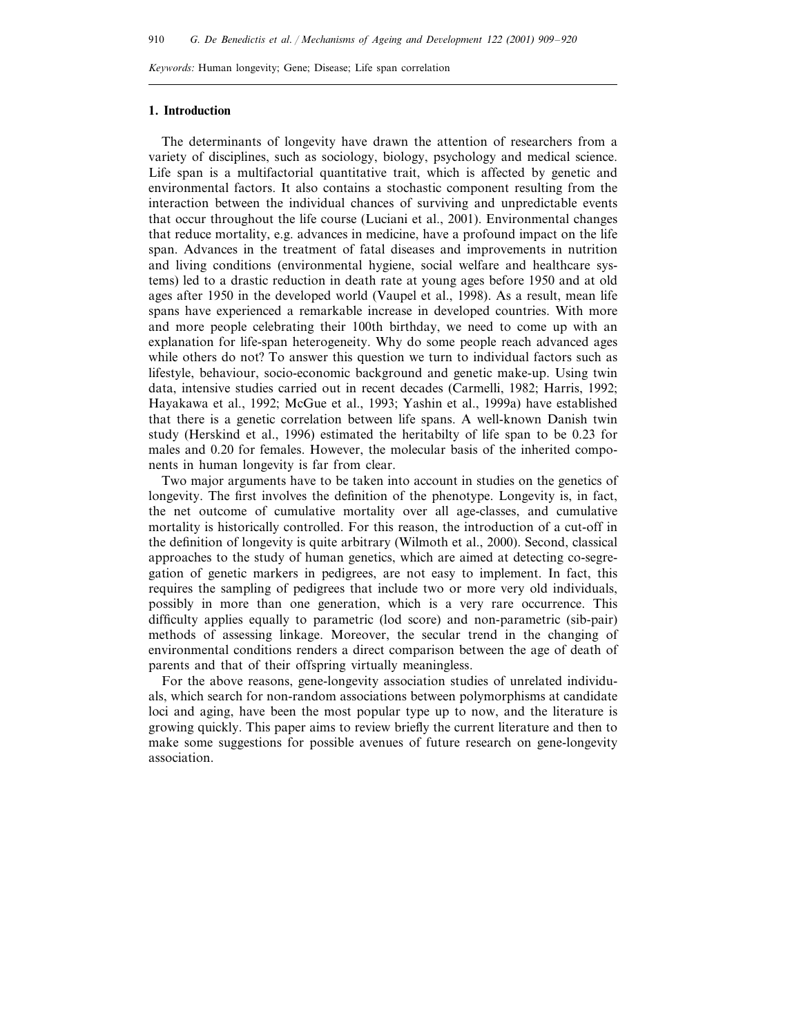*Keywords:* Human longevity; Gene; Disease; Life span correlation

## 1. Introduction

The determinants of longevity have drawn the attention of researchers from a variety of disciplines, such as sociology, biology, psychology and medical science. Life span is a multifactorial quantitative trait, which is affected by genetic and environmental factors. It also contains a stochastic component resulting from the interaction between the individual chances of surviving and unpredictable events that occur throughout the life course (Luciani et al., 2001). Environmental changes that reduce mortality, e.g. advances in medicine, have a profound impact on the life span. Advances in the treatment of fatal diseases and improvements in nutrition and living conditions (environmental hygiene, social welfare and healthcare systems) led to a drastic reduction in death rate at young ages before 1950 and at old ages after 1950 in the developed world (Vaupel et al., 1998). As a result, mean life spans have experienced a remarkable increase in developed countries. With more and more people celebrating their 100th birthday, we need to come up with an explanation for life-span heterogeneity. Why do some people reach advanced ages while others do not? To answer this question we turn to individual factors such as lifestyle, behaviour, socio-economic background and genetic make-up. Using twin data, intensive studies carried out in recent decades (Carmelli, 1982; Harris, 1992; Hayakawa et al., 1992; McGue et al., 1993; Yashin et al., 1999a) have established that there is a genetic correlation between life spans. A well-known Danish twin study (Herskind et al., 1996) estimated the heritabilty of life span to be 0.23 for males and 0.20 for females. However, the molecular basis of the inherited components in human longevity is far from clear.

Two major arguments have to be taken into account in studies on the genetics of longevity. The first involves the definition of the phenotype. Longevity is, in fact, the net outcome of cumulative mortality over all age-classes, and cumulative mortality is historically controlled. For this reason, the introduction of a cut-off in the definition of longevity is quite arbitrary (Wilmoth et al., 2000). Second, classical approaches to the study of human genetics, which are aimed at detecting co-segregation of genetic markers in pedigrees, are not easy to implement. In fact, this requires the sampling of pedigrees that include two or more very old individuals, possibly in more than one generation, which is a very rare occurrence. This difficulty applies equally to parametric (lod score) and non-parametric (sib-pair) methods of assessing linkage. Moreover, the secular trend in the changing of environmental conditions renders a direct comparison between the age of death of parents and that of their offspring virtually meaningless.

For the above reasons, gene-longevity association studies of unrelated individuals, which search for non-random associations between polymorphisms at candidate loci and aging, have been the most popular type up to now, and the literature is growing quickly. This paper aims to review briefly the current literature and then to make some suggestions for possible avenues of future research on gene-longevity association.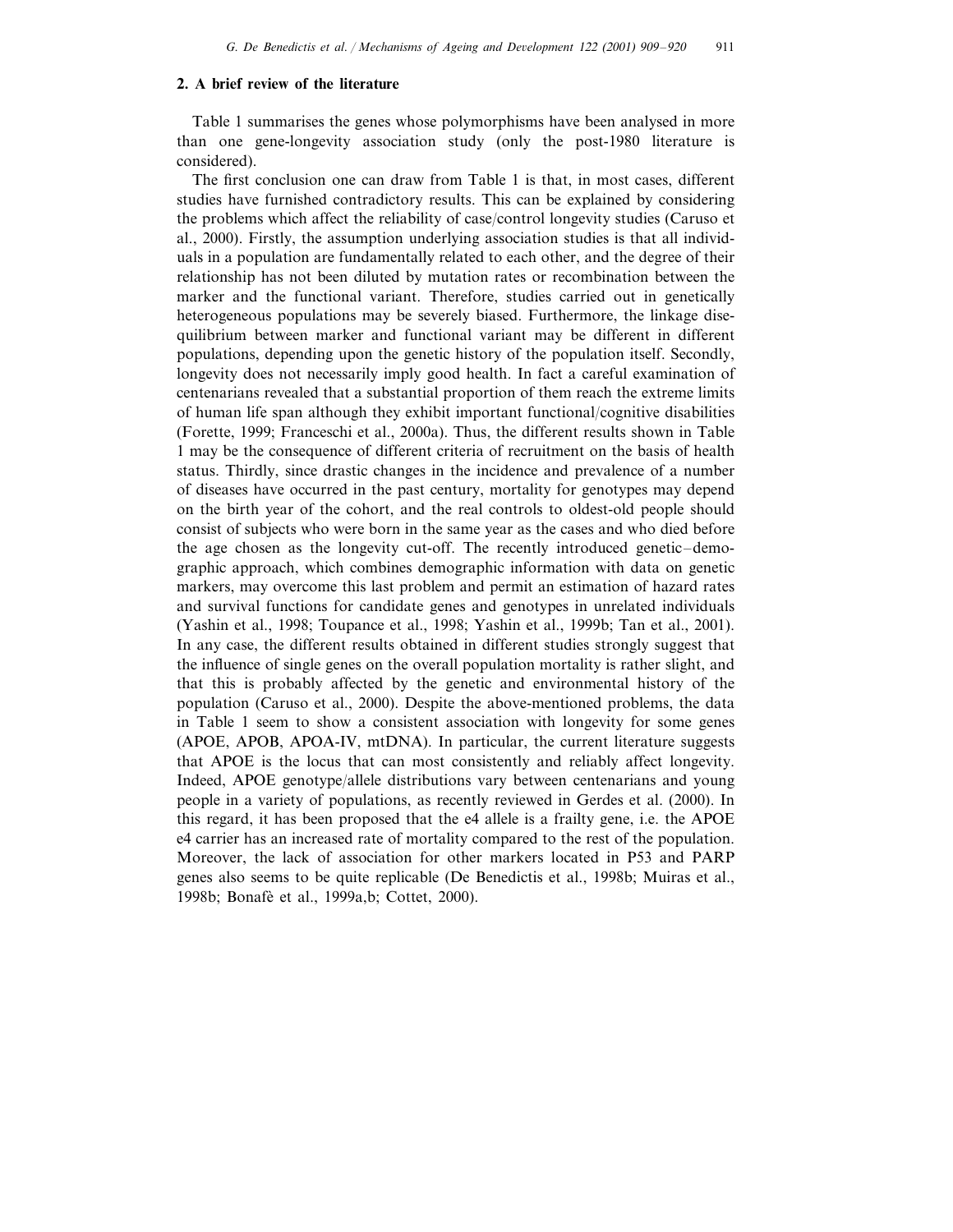## 2. A brief review of the literature

Table 1 summarises the genes whose polymorphisms have been analysed in more than one gene-longevity association study (only the post-1980 literature is considered).

The first conclusion one can draw from Table 1 is that, in most cases, different studies have furnished contradictory results. This can be explained by considering the problems which affect the reliability of case/control longevity studies (Caruso et al., 2000). Firstly, the assumption underlying association studies is that all individuals in a population are fundamentally related to each other, and the degree of their relationship has not been diluted by mutation rates or recombination between the marker and the functional variant. Therefore, studies carried out in genetically heterogeneous populations may be severely biased. Furthermore, the linkage disequilibrium between marker and functional variant may be different in different populations, depending upon the genetic history of the population itself. Secondly, longevity does not necessarily imply good health. In fact a careful examination of centenarians revealed that a substantial proportion of them reach the extreme limits of human life span although they exhibit important functional/cognitive disabilities (Forette, 1999; Franceschi et al., 2000a). Thus, the different results shown in Table 1 may be the consequence of different criteria of recruitment on the basis of health status. Thirdly, since drastic changes in the incidence and prevalence of a number of diseases have occurred in the past century, mortality for genotypes may depend on the birth year of the cohort, and the real controls to oldest-old people should consist of subjects who were born in the same year as the cases and who died before the age chosen as the longevity cut-off. The recently introduced genetic–demographic approach, which combines demographic information with data on genetic markers, may overcome this last problem and permit an estimation of hazard rates and survival functions for candidate genes and genotypes in unrelated individuals (Yashin et al., 1998; Toupance et al., 1998; Yashin et al., 1999b; Tan et al., 2001). In any case, the different results obtained in different studies strongly suggest that the influence of single genes on the overall population mortality is rather slight, and that this is probably affected by the genetic and environmental history of the population (Caruso et al., 2000). Despite the above-mentioned problems, the data in Table 1 seem to show a consistent association with longevity for some genes (APOE, APOB, APOA-IV, mtDNA). In particular, the current literature suggests that APOE is the locus that can most consistently and reliably affect longevity. Indeed, APOE genotype/allele distributions vary between centenarians and young people in a variety of populations, as recently reviewed in Gerdes et al. (2000). In this regard, it has been proposed that the e4 allele is a frailty gene, i.e. the APOE e4 carrier has an increased rate of mortality compared to the rest of the population. Moreover, the lack of association for other markers located in P53 and PARP genes also seems to be quite replicable (De Benedictis et al., 1998b; Muiras et al., 1998b; Bonafè et al., 1999a,b; Cottet, 2000).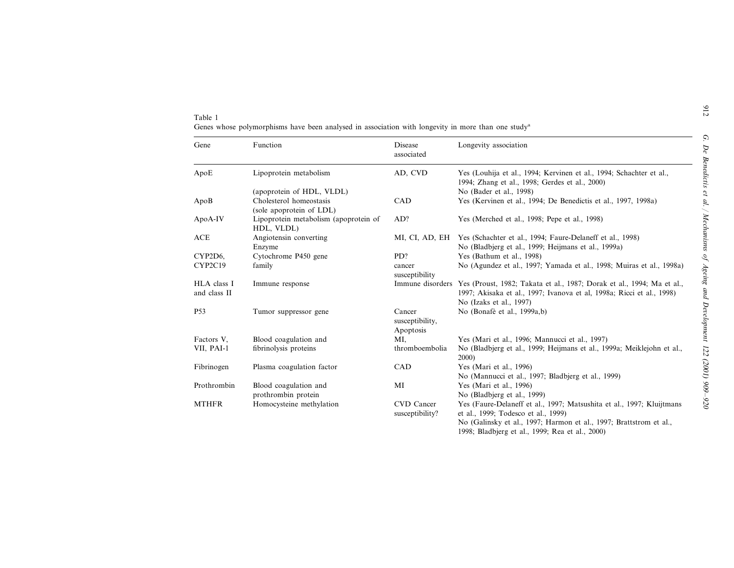Table 1
Genes whose polymorphisms have been analysed in association with longevity in more than one study[a]

| Gene | Function | Disease associated | Longevity association |
|---|---|---|---|
| ApoE | Lipoprotein metabolism (apoprotein of HDL, VLDL) | AD, CVD | Yes (Louhija et al., 1994; Kervinen et al., 1994; Schachter et al., 1994; Zhang et al., 1998; Gerdes et al., 2000) No (Bader et al., 1998) |
| ApoB | Cholesterol homeostasis (sole apoprotein of LDL) | CAD | Yes (Kervinen et al., 1994; De Benedictis et al., 1997, 1998a) |
| ApoA-IV | Lipoprotein metabolism (apoprotein of HDL, VLDL) | AD? | Yes (Merched et al., 1998; Pepe et al., 1998) |
| ACE | Angiotensin converting Enzyme | MI, CI, AD, EH | Yes (Schachter et al., 1994; Faure-Delaneff et al., 1998) No (Bladbjerg et al., 1999; Heijmans et al., 1999a) |
| CYP2D6, CYP2C19 | Cytochrome P450 gene family | PD? cancer susceptibility | Yes (Bathum et al., 1998) No (Agundez et al., 1997; Yamada et al., 1998; Muiras et al., 1998a) |
| HLA class I and class II | Immune response | Immune disorders | Yes (Proust, 1982; Takata et al., 1987; Dorak et al., 1994; Ma et al., 1997; Akisaka et al., 1997; Ivanova et al, 1998a; Ricci et al., 1998) No (Izaks et al., 1997) |
| P53 | Tumor suppressor gene | Cancer susceptibility, Apoptosis | No (Bonafè et al., 1999a,b) |
| Factors V, VII, PAI-1 | Blood coagulation and fibrinolysis proteins | MI, thromboembolia | Yes (Mari et al., 1996; Mannucci et al., 1997) No (Bladbjerg et al., 1999; Heijmans et al., 1999a; Meiklejohn et al., 2000) |
| Fibrinogen | Plasma coagulation factor | CAD | Yes (Mari et al., 1996) No (Mannucci et al., 1997; Bladbjerg et al., 1999) |
| Prothrombin | Blood coagulation and prothrombin protein | MI | Yes (Mari et al., 1996) No (Bladbjerg et al., 1999) |
| MTHFR | Homocysteine methylation | CVD Cancer susceptibility? | Yes (Faure-Delaneff et al., 1997; Matsushita et al., 1997; Kluijtmans et al., 1999; Todesco et al., 1999) No (Galinsky et al., 1997; Harmon et al., 1997; Brattstrom et al., 1998; Bladbjerg et al., 1999; Rea et al., 2000) |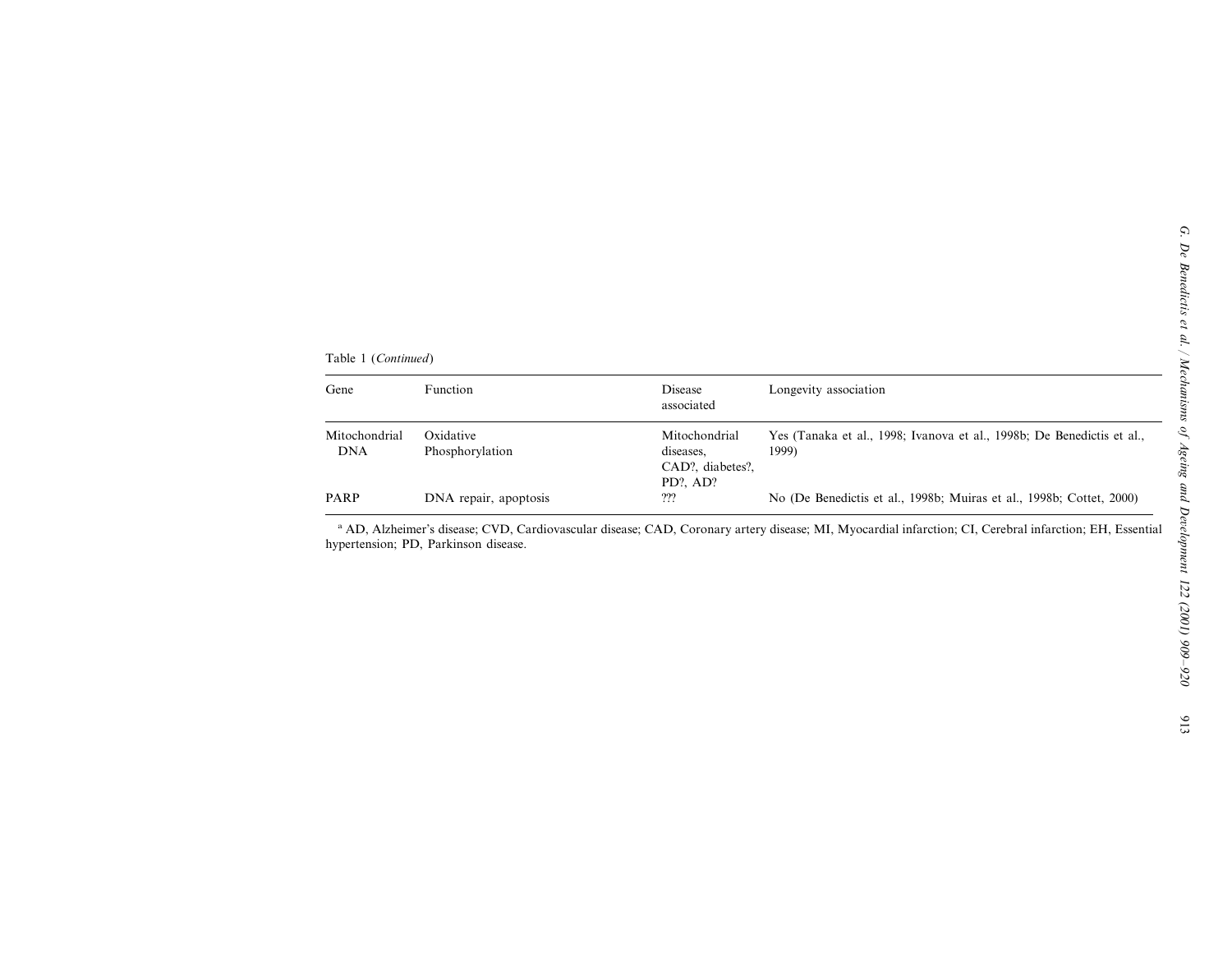Table 1 (*Continued*)

| Gene | Function | Disease associated | Longevity association |
|---|---|---|---|
| Mitochondrial DNA | Oxidative Phosphorylation | Mitochondrial diseases, CAD?, diabetes?, PD?, AD? | Yes (Tanaka et al., 1998; Ivanova et al., 1998b; De Benedictis et al., 1999) |
| PARP | DNA repair, apoptosis | ??? | No (De Benedictis et al., 1998b; Muiras et al., 1998b; Cottet, 2000) |

[a] AD, Alzheimer's disease; CVD, Cardiovascular disease; CAD, Coronary artery disease; MI, Myocardial infarction; CI, Cerebral infarction; EH, Essential hypertension; PD, Parkinson disease.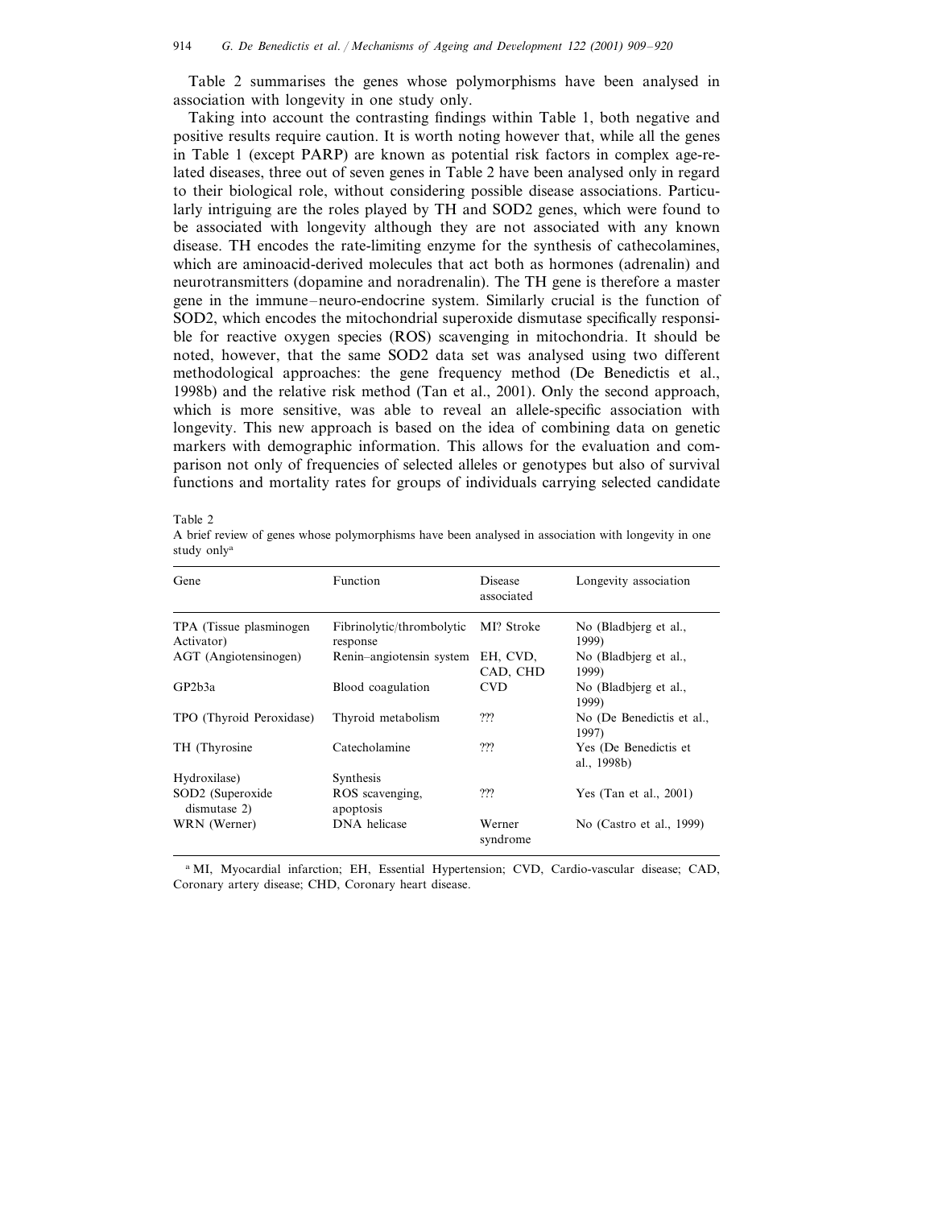Table 2 summarises the genes whose polymorphisms have been analysed in association with longevity in one study only.

Taking into account the contrasting findings within Table 1, both negative and positive results require caution. It is worth noting however that, while all the genes in Table 1 (except PARP) are known as potential risk factors in complex age-related diseases, three out of seven genes in Table 2 have been analysed only in regard to their biological role, without considering possible disease associations. Particularly intriguing are the roles played by TH and SOD2 genes, which were found to be associated with longevity although they are not associated with any known disease. TH encodes the rate-limiting enzyme for the synthesis of cathecolamines, which are aminoacid-derived molecules that act both as hormones (adrenalin) and neurotransmitters (dopamine and noradrenalin). The TH gene is therefore a master gene in the immune–neuro-endocrine system. Similarly crucial is the function of SOD2, which encodes the mitochondrial superoxide dismutase specifically responsible for reactive oxygen species (ROS) scavenging in mitochondria. It should be noted, however, that the same SOD2 data set was analysed using two different methodological approaches: the gene frequency method (De Benedictis et al., 1998b) and the relative risk method (Tan et al., 2001). Only the second approach, which is more sensitive, was able to reveal an allele-specific association with longevity. This new approach is based on the idea of combining data on genetic markers with demographic information. This allows for the evaluation and comparison not only of frequencies of selected alleles or genotypes but also of survival functions and mortality rates for groups of individuals carrying selected candidate

Table 2

A brief review of genes whose polymorphisms have been analysed in association with longevity in one study only[a]

| Gene | Function | Disease associated | Longevity association |
|---|---|---|---|
| TPA (Tissue plasminogen Activator) | Fibrinolytic/thrombolytic response | MI? Stroke | No (Bladbjerg et al., 1999) |
| AGT (Angiotensinogen) | Renin–angiotensin system | EH, CVD, CAD, CHD | No (Bladbjerg et al., 1999) |
| GP2b3a | Blood coagulation | CVD | No (Bladbjerg et al., 1999) |
| TPO (Thyroid Peroxidase) | Thyroid metabolism | ??? | No (De Benedictis et al., 1997) |
| TH (Thyrosine Hydroxilase) | Catecholamine Synthesis | ??? | Yes (De Benedictis et al., 1998b) |
| SOD2 (Superoxide dismutase 2) | ROS scavenging, apoptosis | ??? | Yes (Tan et al., 2001) |
| WRN (Werner) | DNA helicase | Werner syndrome | No (Castro et al., 1999) |

[a] MI, Myocardial infarction; EH, Essential Hypertension; CVD, Cardio-vascular disease; CAD, Coronary artery disease; CHD, Coronary heart disease.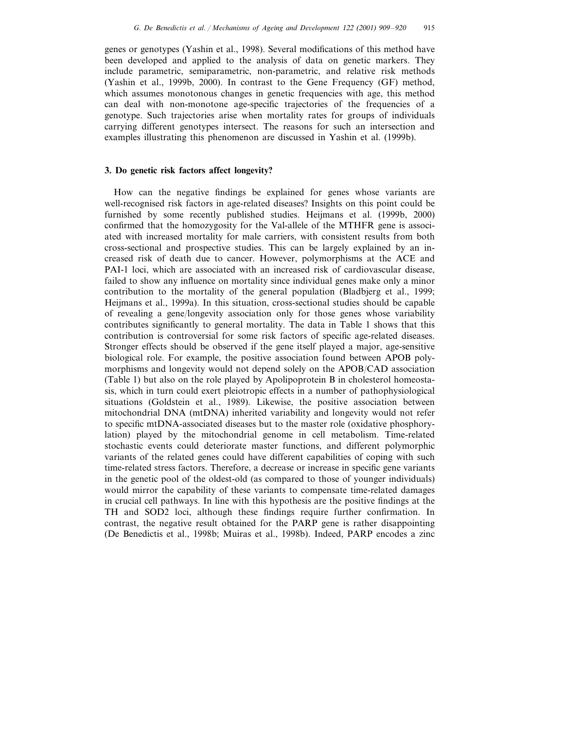genes or genotypes (Yashin et al., 1998). Several modifications of this method have been developed and applied to the analysis of data on genetic markers. They include parametric, semiparametric, non-parametric, and relative risk methods (Yashin et al., 1999b, 2000). In contrast to the Gene Frequency (GF) method, which assumes monotonous changes in genetic frequencies with age, this method can deal with non-monotone age-specific trajectories of the frequencies of a genotype. Such trajectories arise when mortality rates for groups of individuals carrying different genotypes intersect. The reasons for such an intersection and examples illustrating this phenomenon are discussed in Yashin et al. (1999b).

## 3. Do genetic risk factors affect longevity?

How can the negative findings be explained for genes whose variants are well-recognised risk factors in age-related diseases? Insights on this point could be furnished by some recently published studies. Heijmans et al. (1999b, 2000) confirmed that the homozygosity for the Val-allele of the MTHFR gene is associated with increased mortality for male carriers, with consistent results from both cross-sectional and prospective studies. This can be largely explained by an increased risk of death due to cancer. However, polymorphisms at the ACE and PAI-1 loci, which are associated with an increased risk of cardiovascular disease, failed to show any influence on mortality since individual genes make only a minor contribution to the mortality of the general population (Bladbjerg et al., 1999; Heijmans et al., 1999a). In this situation, cross-sectional studies should be capable of revealing a gene/longevity association only for those genes whose variability contributes significantly to general mortality. The data in Table 1 shows that this contribution is controversial for some risk factors of specific age-related diseases. Stronger effects should be observed if the gene itself played a major, age-sensitive biological role. For example, the positive association found between APOB polymorphisms and longevity would not depend solely on the APOB/CAD association (Table 1) but also on the role played by Apolipoprotein B in cholesterol homeostasis, which in turn could exert pleiotropic effects in a number of pathophysiological situations (Goldstein et al., 1989). Likewise, the positive association between mitochondrial DNA (mtDNA) inherited variability and longevity would not refer to specific mtDNA-associated diseases but to the master role (oxidative phosphorylation) played by the mitochondrial genome in cell metabolism. Time-related stochastic events could deteriorate master functions, and different polymorphic variants of the related genes could have different capabilities of coping with such time-related stress factors. Therefore, a decrease or increase in specific gene variants in the genetic pool of the oldest-old (as compared to those of younger individuals) would mirror the capability of these variants to compensate time-related damages in crucial cell pathways. In line with this hypothesis are the positive findings at the TH and SOD2 loci, although these findings require further confirmation. In contrast, the negative result obtained for the PARP gene is rather disappointing (De Benedictis et al., 1998b; Muiras et al., 1998b). Indeed, PARP encodes a zinc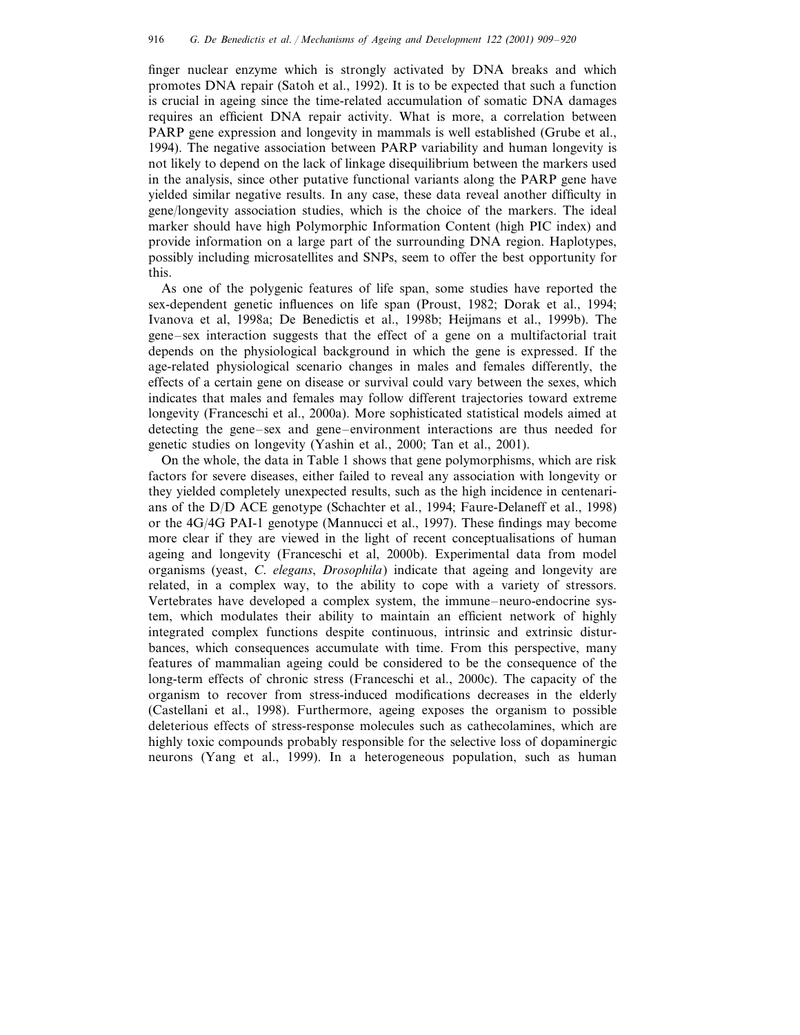finger nuclear enzyme which is strongly activated by DNA breaks and which promotes DNA repair (Satoh et al., 1992). It is to be expected that such a function is crucial in ageing since the time-related accumulation of somatic DNA damages requires an efficient DNA repair activity. What is more, a correlation between PARP gene expression and longevity in mammals is well established (Grube et al., 1994). The negative association between PARP variability and human longevity is not likely to depend on the lack of linkage disequilibrium between the markers used in the analysis, since other putative functional variants along the PARP gene have yielded similar negative results. In any case, these data reveal another difficulty in gene/longevity association studies, which is the choice of the markers. The ideal marker should have high Polymorphic Information Content (high PIC index) and provide information on a large part of the surrounding DNA region. Haplotypes, possibly including microsatellites and SNPs, seem to offer the best opportunity for this.

As one of the polygenic features of life span, some studies have reported the sex-dependent genetic influences on life span (Proust, 1982; Dorak et al., 1994; Ivanova et al, 1998a; De Benedictis et al., 1998b; Heijmans et al., 1999b). The gene–sex interaction suggests that the effect of a gene on a multifactorial trait depends on the physiological background in which the gene is expressed. If the age-related physiological scenario changes in males and females differently, the effects of a certain gene on disease or survival could vary between the sexes, which indicates that males and females may follow different trajectories toward extreme longevity (Franceschi et al., 2000a). More sophisticated statistical models aimed at detecting the gene–sex and gene–environment interactions are thus needed for genetic studies on longevity (Yashin et al., 2000; Tan et al., 2001).

On the whole, the data in Table 1 shows that gene polymorphisms, which are risk factors for severe diseases, either failed to reveal any association with longevity or they yielded completely unexpected results, such as the high incidence in centenarians of the D/D ACE genotype (Schachter et al., 1994; Faure-Delaneff et al., 1998) or the 4G/4G PAI-1 genotype (Mannucci et al., 1997). These findings may become more clear if they are viewed in the light of recent conceptualisations of human ageing and longevity (Franceschi et al, 2000b). Experimental data from model organisms (yeast, *C. elegans*, *Drosophila*) indicate that ageing and longevity are related, in a complex way, to the ability to cope with a variety of stressors. Vertebrates have developed a complex system, the immune–neuro-endocrine system, which modulates their ability to maintain an efficient network of highly integrated complex functions despite continuous, intrinsic and extrinsic disturbances, which consequences accumulate with time. From this perspective, many features of mammalian ageing could be considered to be the consequence of the long-term effects of chronic stress (Franceschi et al., 2000c). The capacity of the organism to recover from stress-induced modifications decreases in the elderly (Castellani et al., 1998). Furthermore, ageing exposes the organism to possible deleterious effects of stress-response molecules such as cathecolamines, which are highly toxic compounds probably responsible for the selective loss of dopaminergic neurons (Yang et al., 1999). In a heterogeneous population, such as human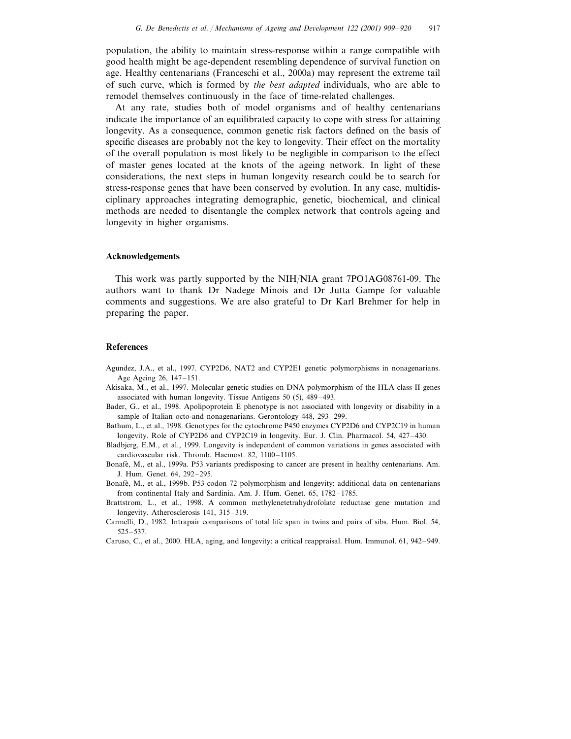population, the ability to maintain stress-response within a range compatible with good health might be age-dependent resembling dependence of survival function on age. Healthy centenarians (Franceschi et al., 2000a) may represent the extreme tail of such curve, which is formed by *the best adapted* individuals, who are able to remodel themselves continuously in the face of time-related challenges.

At any rate, studies both of model organisms and of healthy centenarians indicate the importance of an equilibrated capacity to cope with stress for attaining longevity. As a consequence, common genetic risk factors defined on the basis of specific diseases are probably not the key to longevity. Their effect on the mortality of the overall population is most likely to be negligible in comparison to the effect of master genes located at the knots of the ageing network. In light of these considerations, the next steps in human longevity research could be to search for stress-response genes that have been conserved by evolution. In any case, multidisciplinary approaches integrating demographic, genetic, biochemical, and clinical methods are needed to disentangle the complex network that controls ageing and longevity in higher organisms.

## Acknowledgements

This work was partly supported by the NIH/NIA grant 7PO1AG08761-09. The authors want to thank Dr Nadege Minois and Dr Jutta Gampe for valuable comments and suggestions. We are also grateful to Dr Karl Brehmer for help in preparing the paper.

## References

Agundez, J.A., et al., 1997. CYP2D6, NAT2 and CYP2E1 genetic polymorphisms in nonagenarians. Age Ageing 26, 147–151.

Akisaka, M., et al., 1997. Molecular genetic studies on DNA polymorphism of the HLA class II genes associated with human longevity. Tissue Antigens 50 (5), 489–493.

Bader, G., et al., 1998. Apolipoprotein E phenotype is not associated with longevity or disability in a sample of Italian octo-and nonagenarians. Gerontology 448, 293–299.

Bathum, L., et al., 1998. Genotypes for the cytochrome P450 enzymes CYP2D6 and CYP2C19 in human longevity. Role of CYP2D6 and CYP2C19 in longevity. Eur. J. Clin. Pharmacol. 54, 427–430.

Bladbjerg, E.M., et al., 1999. Longevity is independent of common variations in genes associated with cardiovascular risk. Thromb. Haemost. 82, 1100–1105.

Bonafè, M., et al., 1999a. P53 variants predisposing to cancer are present in healthy centenarians. Am. J. Hum. Genet. 64, 292–295.

Bonafè, M., et al., 1999b. P53 codon 72 polymorphism and longevity: additional data on centenarians from continental Italy and Sardinia. Am. J. Hum. Genet. 65, 1782–1785.

Brattstrom, L., et al., 1998. A common methylenetetrahydrofolate reductase gene mutation and longevity. Atherosclerosis 141, 315–319.

Carmelli, D., 1982. Intrapair comparisons of total life span in twins and pairs of sibs. Hum. Biol. 54, 525–537.

Caruso, C., et al., 2000. HLA, aging, and longevity: a critical reappraisal. Hum. Immunol. 61, 942–949.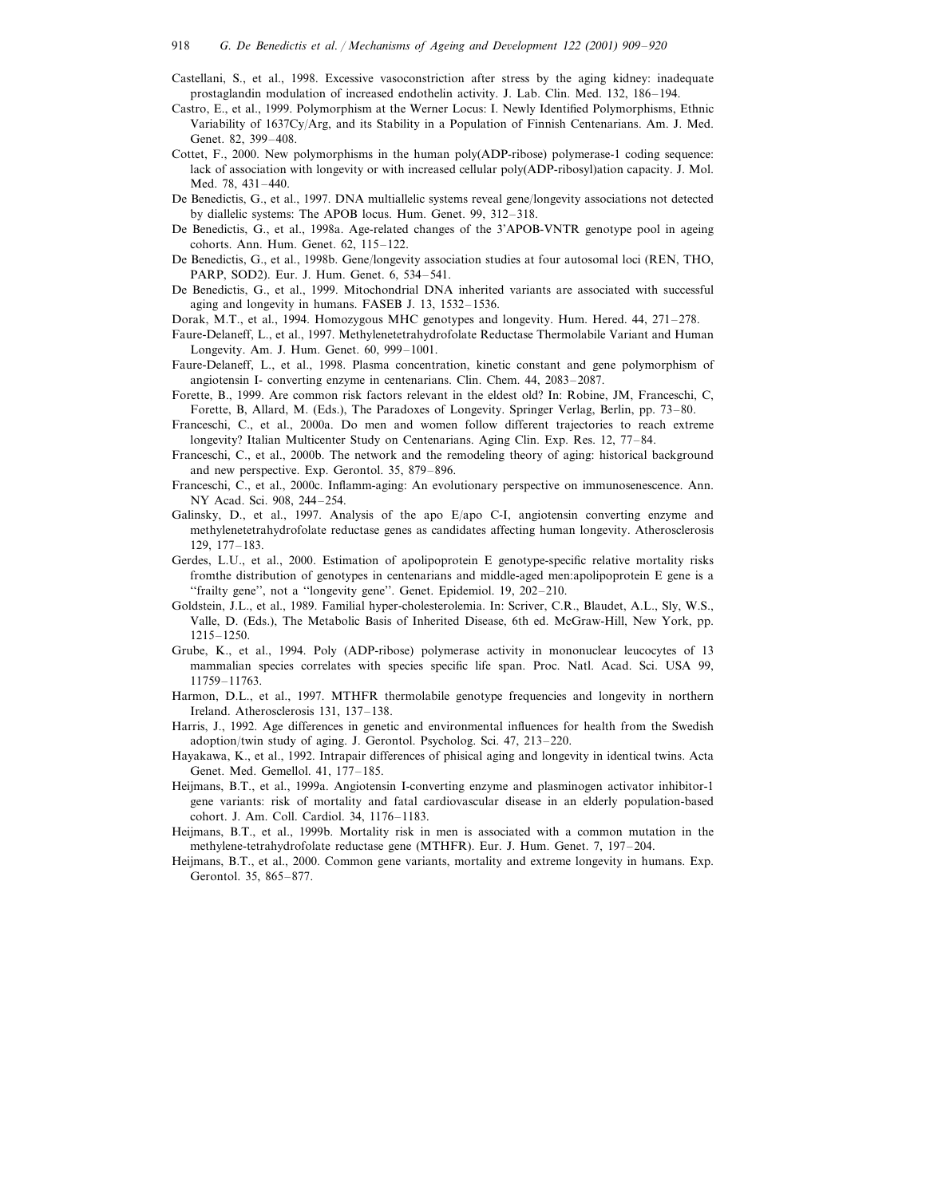Castellani, S., et al., 1998. Excessive vasoconstriction after stress by the aging kidney: inadequate prostaglandin modulation of increased endothelin activity. J. Lab. Clin. Med. 132, 186–194.

Castro, E., et al., 1999. Polymorphism at the Werner Locus: I. Newly Identified Polymorphisms, Ethnic Variability of 1637Cy/Arg, and its Stability in a Population of Finnish Centenarians. Am. J. Med. Genet. 82, 399–408.

Cottet, F., 2000. New polymorphisms in the human poly(ADP-ribose) polymerase-1 coding sequence: lack of association with longevity or with increased cellular poly(ADP-ribosyl)ation capacity. J. Mol. Med. 78, 431–440.

De Benedictis, G., et al., 1997. DNA multiallelic systems reveal gene/longevity associations not detected by diallelic systems: The APOB locus. Hum. Genet. 99, 312–318.

De Benedictis, G., et al., 1998a. Age-related changes of the 3'APOB-VNTR genotype pool in ageing cohorts. Ann. Hum. Genet. 62, 115–122.

De Benedictis, G., et al., 1998b. Gene/longevity association studies at four autosomal loci (REN, THO, PARP, SOD2). Eur. J. Hum. Genet. 6, 534–541.

De Benedictis, G., et al., 1999. Mitochondrial DNA inherited variants are associated with successful aging and longevity in humans. FASEB J. 13, 1532–1536.

Dorak, M.T., et al., 1994. Homozygous MHC genotypes and longevity. Hum. Hered. 44, 271–278.

Faure-Delaneff, L., et al., 1997. Methylenetetrahydrofolate Reductase Thermolabile Variant and Human Longevity. Am. J. Hum. Genet. 60, 999–1001.

Faure-Delaneff, L., et al., 1998. Plasma concentration, kinetic constant and gene polymorphism of angiotensin I- converting enzyme in centenarians. Clin. Chem. 44, 2083–2087.

Forette, B., 1999. Are common risk factors relevant in the eldest old? In: Robine, JM, Franceschi, C, Forette, B, Allard, M. (Eds.), The Paradoxes of Longevity. Springer Verlag, Berlin, pp. 73–80.

Franceschi, C., et al., 2000a. Do men and women follow different trajectories to reach extreme longevity? Italian Multicenter Study on Centenarians. Aging Clin. Exp. Res. 12, 77–84.

Franceschi, C., et al., 2000b. The network and the remodeling theory of aging: historical background and new perspective. Exp. Gerontol. 35, 879–896.

Franceschi, C., et al., 2000c. Inflamm-aging: An evolutionary perspective on immunosenescence. Ann. NY Acad. Sci. 908, 244–254.

Galinsky, D., et al., 1997. Analysis of the apo E/apo C-I, angiotensin converting enzyme and methylenetetrahydrofolate reductase genes as candidates affecting human longevity. Atherosclerosis 129, 177–183.

Gerdes, L.U., et al., 2000. Estimation of apolipoprotein E genotype-specific relative mortality risks fromthe distribution of genotypes in centenarians and middle-aged men:apolipoprotein E gene is a "frailty gene", not a "longevity gene". Genet. Epidemiol. 19, 202–210.

Goldstein, J.L., et al., 1989. Familial hyper-cholesterolemia. In: Scriver, C.R., Blaudet, A.L., Sly, W.S., Valle, D. (Eds.), The Metabolic Basis of Inherited Disease, 6th ed. McGraw-Hill, New York, pp. 1215–1250.

Grube, K., et al., 1994. Poly (ADP-ribose) polymerase activity in mononuclear leucocytes of 13 mammalian species correlates with species specific life span. Proc. Natl. Acad. Sci. USA 99, 11759–11763.

Harmon, D.L., et al., 1997. MTHFR thermolabile genotype frequencies and longevity in northern Ireland. Atherosclerosis 131, 137–138.

Harris, J., 1992. Age differences in genetic and environmental influences for health from the Swedish adoption/twin study of aging. J. Gerontol. Psycholog. Sci. 47, 213–220.

Hayakawa, K., et al., 1992. Intrapair differences of phisical aging and longevity in identical twins. Acta Genet. Med. Gemellol. 41, 177–185.

Heijmans, B.T., et al., 1999a. Angiotensin I-converting enzyme and plasminogen activator inhibitor-1 gene variants: risk of mortality and fatal cardiovascular disease in an elderly population-based cohort. J. Am. Coll. Cardiol. 34, 1176–1183.

Heijmans, B.T., et al., 1999b. Mortality risk in men is associated with a common mutation in the methylene-tetrahydrofolate reductase gene (MTHFR). Eur. J. Hum. Genet. 7, 197–204.

Heijmans, B.T., et al., 2000. Common gene variants, mortality and extreme longevity in humans. Exp. Gerontol. 35, 865–877.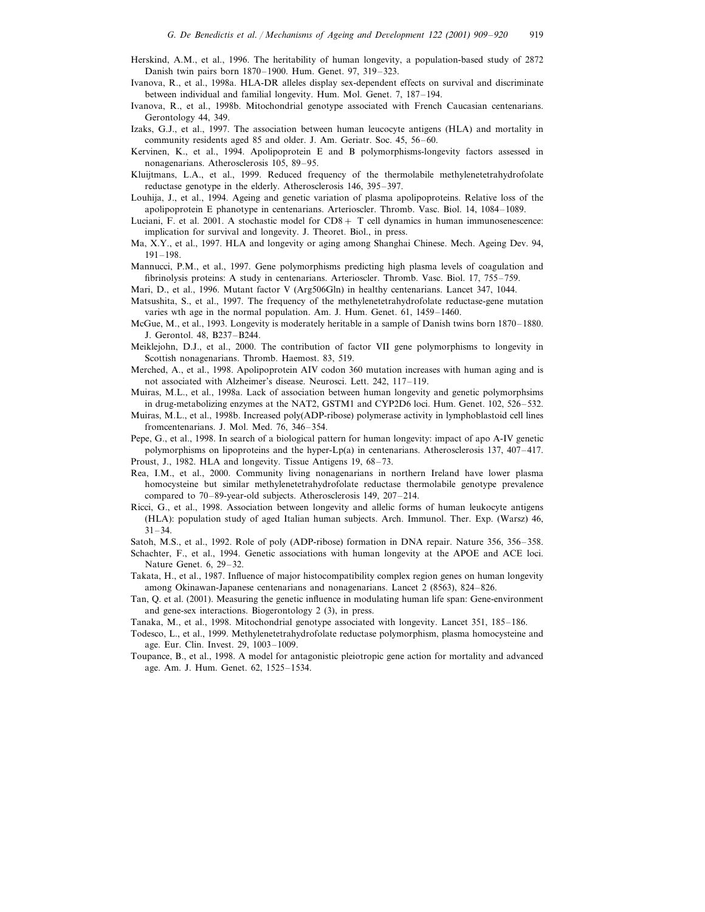Herskind, A.M., et al., 1996. The heritability of human longevity, a population-based study of 2872 Danish twin pairs born 1870–1900. Hum. Genet. 97, 319–323.

Ivanova, R., et al., 1998a. HLA-DR alleles display sex-dependent effects on survival and discriminate between individual and familial longevity. Hum. Mol. Genet. 7, 187–194.

Ivanova, R., et al., 1998b. Mitochondrial genotype associated with French Caucasian centenarians. Gerontology 44, 349.

Izaks, G.J., et al., 1997. The association between human leucocyte antigens (HLA) and mortality in community residents aged 85 and older. J. Am. Geriatr. Soc. 45, 56–60.

Kervinen, K., et al., 1994. Apolipoprotein E and B polymorphisms-longevity factors assessed in nonagenarians. Atherosclerosis 105, 89–95.

Kluijtmans, L.A., et al., 1999. Reduced frequency of the thermolabile methylenetetrahydrofolate reductase genotype in the elderly. Atherosclerosis 146, 395–397.

Louhija, J., et al., 1994. Ageing and genetic variation of plasma apolipoproteins. Relative loss of the apolipoprotein E phanotype in centenarians. Arterioscler. Thromb. Vasc. Biol. 14, 1084–1089.

Luciani, F. et al. 2001. A stochastic model for CD8 + T cell dynamics in human immunosenescence: implication for survival and longevity. J. Theoret. Biol., in press.

Ma, X.Y., et al., 1997. HLA and longevity or aging among Shanghai Chinese. Mech. Ageing Dev. 94, 191–198.

Mannucci, P.M., et al., 1997. Gene polymorphisms predicting high plasma levels of coagulation and fibrinolysis proteins: A study in centenarians. Arterioscler. Thromb. Vasc. Biol. 17, 755–759.

Mari, D., et al., 1996. Mutant factor V (Arg506Gln) in healthy centenarians. Lancet 347, 1044.

Matsushita, S., et al., 1997. The frequency of the methylenetetrahydrofolate reductase-gene mutation varies wth age in the normal population. Am. J. Hum. Genet. 61, 1459–1460.

McGue, M., et al., 1993. Longevity is moderately heritable in a sample of Danish twins born 1870–1880. J. Gerontol. 48, B237–B244.

Meiklejohn, D.J., et al., 2000. The contribution of factor VII gene polymorphisms to longevity in Scottish nonagenarians. Thromb. Haemost. 83, 519.

Merched, A., et al., 1998. Apolipoprotein AIV codon 360 mutation increases with human aging and is not associated with Alzheimer's disease. Neurosci. Lett. 242, 117–119.

Muiras, M.L., et al., 1998a. Lack of association between human longevity and genetic polymorphsims in drug-metabolizing enzymes at the NAT2, GSTM1 and CYP2D6 loci. Hum. Genet. 102, 526–532.

Muiras, M.L., et al., 1998b. Increased poly(ADP-ribose) polymerase activity in lymphoblastoid cell lines fromcentenarians. J. Mol. Med. 76, 346–354.

Pepe, G., et al., 1998. In search of a biological pattern for human longevity: impact of apo A-IV genetic polymorphisms on lipoproteins and the hyper-Lp(a) in centenarians. Atherosclerosis 137, 407–417.

Proust, J., 1982. HLA and longevity. Tissue Antigens 19, 68–73.

Rea, I.M., et al., 2000. Community living nonagenarians in northern Ireland have lower plasma homocysteine but similar methylenetetrahydrofolate reductase thermolabile genotype prevalence compared to 70–89-year-old subjects. Atherosclerosis 149, 207–214.

Ricci, G., et al., 1998. Association between longevity and allelic forms of human leukocyte antigens (HLA): population study of aged Italian human subjects. Arch. Immunol. Ther. Exp. (Warsz) 46, 31–34.

Satoh, M.S., et al., 1992. Role of poly (ADP-ribose) formation in DNA repair. Nature 356, 356–358.

Schachter, F., et al., 1994. Genetic associations with human longevity at the APOE and ACE loci. Nature Genet. 6, 29–32.

Takata, H., et al., 1987. Influence of major histocompatibility complex region genes on human longevity among Okinawan-Japanese centenarians and nonagenarians. Lancet 2 (8563), 824–826.

Tan, Q. et al. (2001). Measuring the genetic influence in modulating human life span: Gene-environment and gene-sex interactions. Biogerontology 2 (3), in press.

Tanaka, M., et al., 1998. Mitochondrial genotype associated with longevity. Lancet 351, 185–186.

Todesco, L., et al., 1999. Methylenetetrahydrofolate reductase polymorphism, plasma homocysteine and age. Eur. Clin. Invest. 29, 1003–1009.

Toupance, B., et al., 1998. A model for antagonistic pleiotropic gene action for mortality and advanced age. Am. J. Hum. Genet. 62, 1525–1534.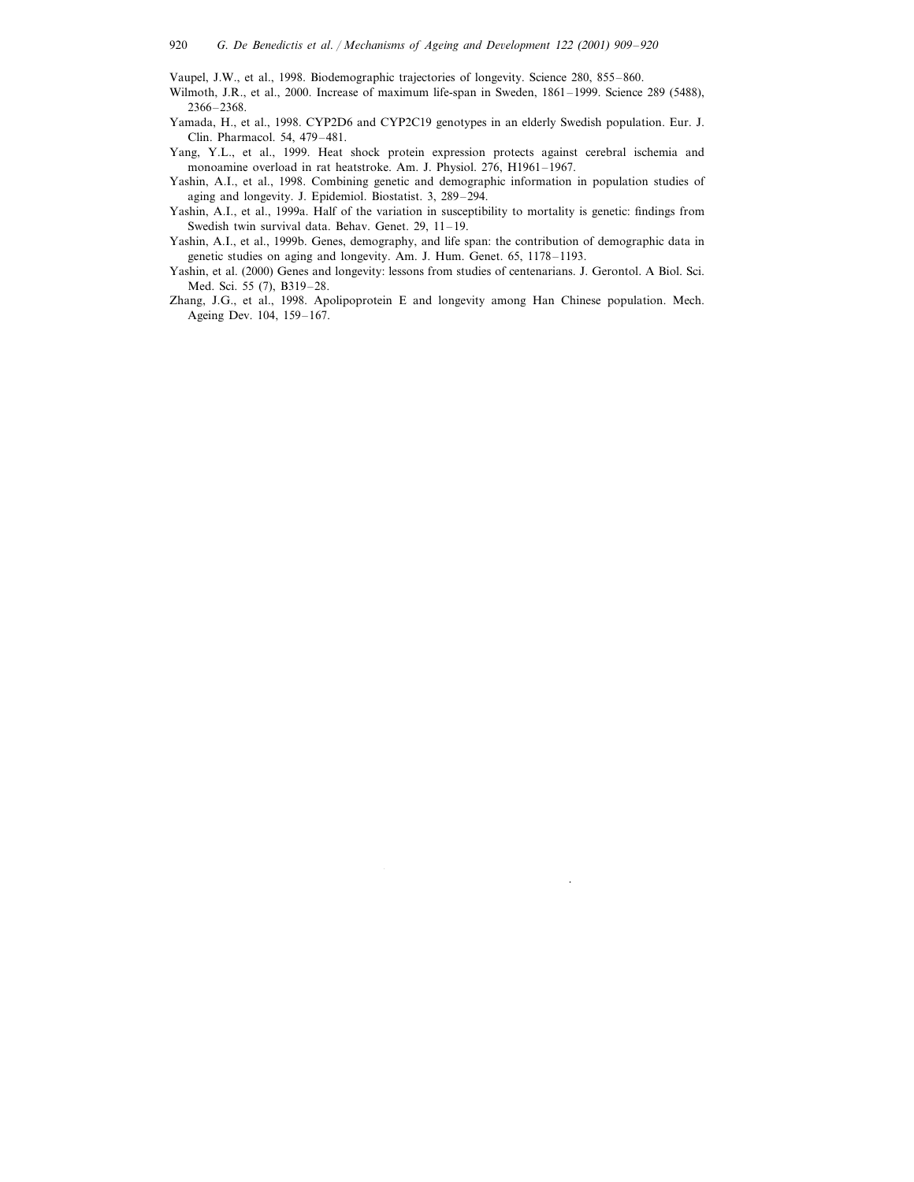Vaupel, J.W., et al., 1998. Biodemographic trajectories of longevity. Science 280, 855–860.

Wilmoth, J.R., et al., 2000. Increase of maximum life-span in Sweden, 1861–1999. Science 289 (5488), 2366–2368.

Yamada, H., et al., 1998. CYP2D6 and CYP2C19 genotypes in an elderly Swedish population. Eur. J. Clin. Pharmacol. 54, 479–481.

Yang, Y.L., et al., 1999. Heat shock protein expression protects against cerebral ischemia and monoamine overload in rat heatstroke. Am. J. Physiol. 276, H1961–1967.

Yashin, A.I., et al., 1998. Combining genetic and demographic information in population studies of aging and longevity. J. Epidemiol. Biostatist. 3, 289–294.

Yashin, A.I., et al., 1999a. Half of the variation in susceptibility to mortality is genetic: findings from Swedish twin survival data. Behav. Genet. 29, 11–19.

Yashin, A.I., et al., 1999b. Genes, demography, and life span: the contribution of demographic data in genetic studies on aging and longevity. Am. J. Hum. Genet. 65, 1178–1193.

Yashin, et al. (2000) Genes and longevity: lessons from studies of centenarians. J. Gerontol. A Biol. Sci. Med. Sci. 55 (7), B319–28.

Zhang, J.G., et al., 1998. Apolipoprotein E and longevity among Han Chinese population. Mech. Ageing Dev. 104, 159–167.